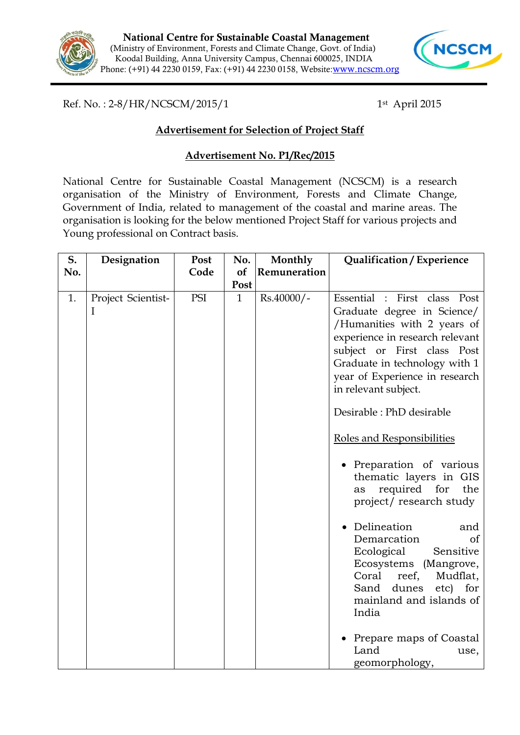**National Centre for Sustainable Coastal Management**
(Ministry of Environment, Forests and Climate Change, Govt. of India)
Koodal Building, Anna University Campus, Chennai 600025, INDIA
Phone: (+91) 44 2230 0159, Fax: (+91) 44 2230 0158, Website: www.ncscm.org

Ref. No. : 2-8/HR/NCSCM/2015/1 1st April 2015

## Advertisement for Selection of Project Staff

## Advertisement No. P1/Rec/2015

National Centre for Sustainable Coastal Management (NCSCM) is a research organisation of the Ministry of Environment, Forests and Climate Change, Government of India, related to management of the coastal and marine areas. The organisation is looking for the below mentioned Project Staff for various projects and Young professional on Contract basis.

| S. No. | Designation | Post Code | No. of Post | Monthly Remuneration | Qualification / Experience |
|---|---|---|---|---|---|
| 1. | Project Scientist-I | PSI | 1 | Rs.40000/- | Essential : First class Post Graduate degree in Science/ /Humanities with 2 years of experience in research relevant subject or First class Post Graduate in technology with 1 year of Experience in research in relevant subject.<br><br>Desirable : PhD desirable<br><br>Roles and Responsibilities<br><br>• Preparation of various thematic layers in GIS as required for the project/ research study<br><br>• Delineation and Demarcation of Ecological Sensitive Ecosystems (Mangrove, Coral reef, Mudflat, Sand dunes etc) for mainland and islands of India<br><br>• Prepare maps of Coastal Land use, geomorphology, |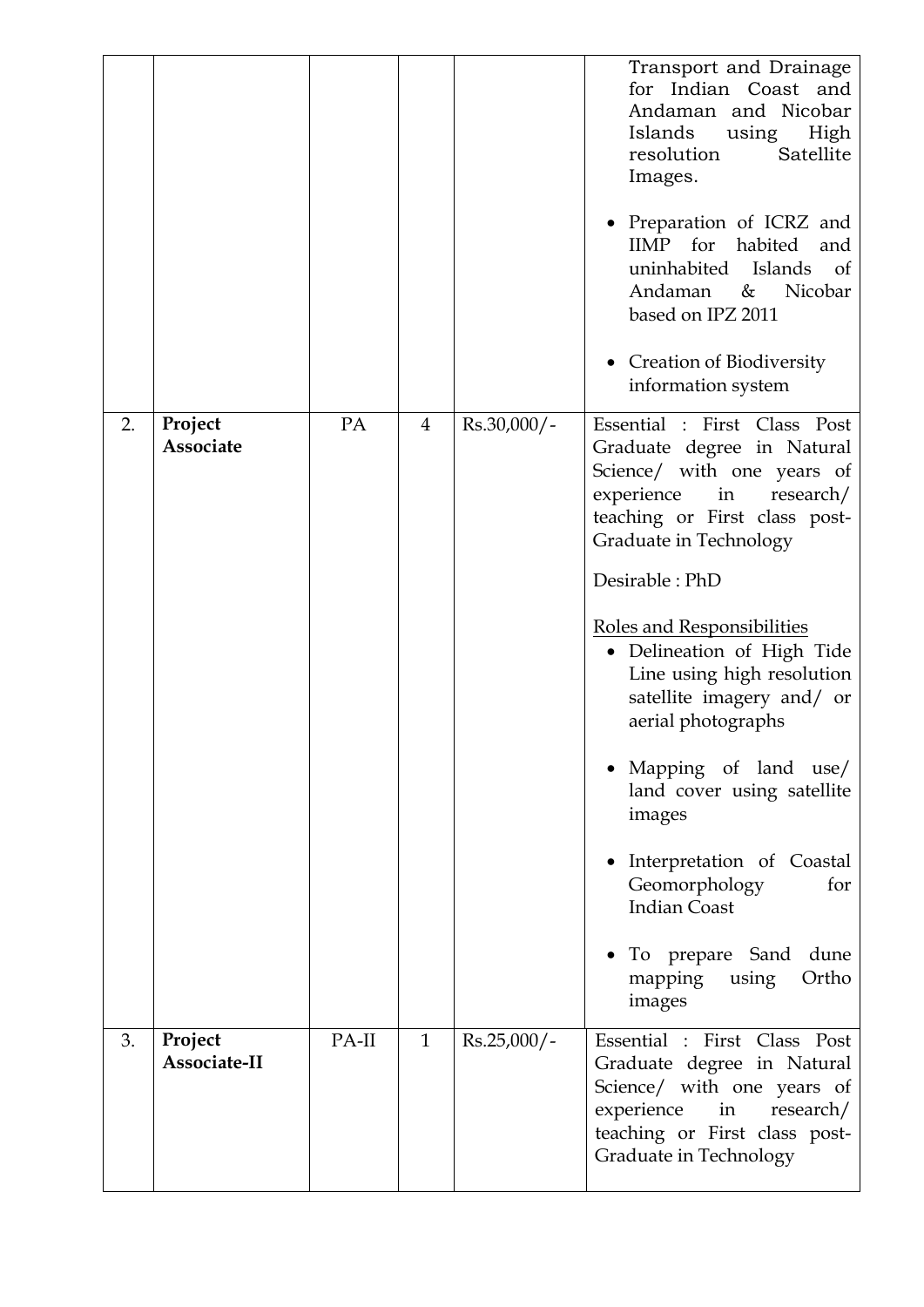| | | | | | |
|---|---|---|---|---|---|
| | | | | | Transport and Drainage for Indian Coast and Andaman and Nicobar Islands using High resolution Satellite Images.<br><br>• Preparation of ICRZ and IIMP for habited and uninhabited Islands of Andaman & Nicobar based on IPZ 2011<br><br>• Creation of Biodiversity information system |
| 2. | **Project Associate** | PA | 4 | Rs.30,000/- | Essential : First Class Post Graduate degree in Natural Science/ with one years of experience in research/ teaching or First class post-Graduate in Technology<br><br>Desirable : PhD<br><br><u>Roles and Responsibilities</u><br>• Delineation of High Tide Line using high resolution satellite imagery and/ or aerial photographs<br><br>• Mapping of land use/ land cover using satellite images<br><br>• Interpretation of Coastal Geomorphology for Indian Coast<br><br>• To prepare Sand dune mapping using Ortho images |
| 3. | **Project Associate-II** | PA-II | 1 | Rs.25,000/- | Essential : First Class Post Graduate degree in Natural Science/ with one years of experience in research/ teaching or First class post-Graduate in Technology |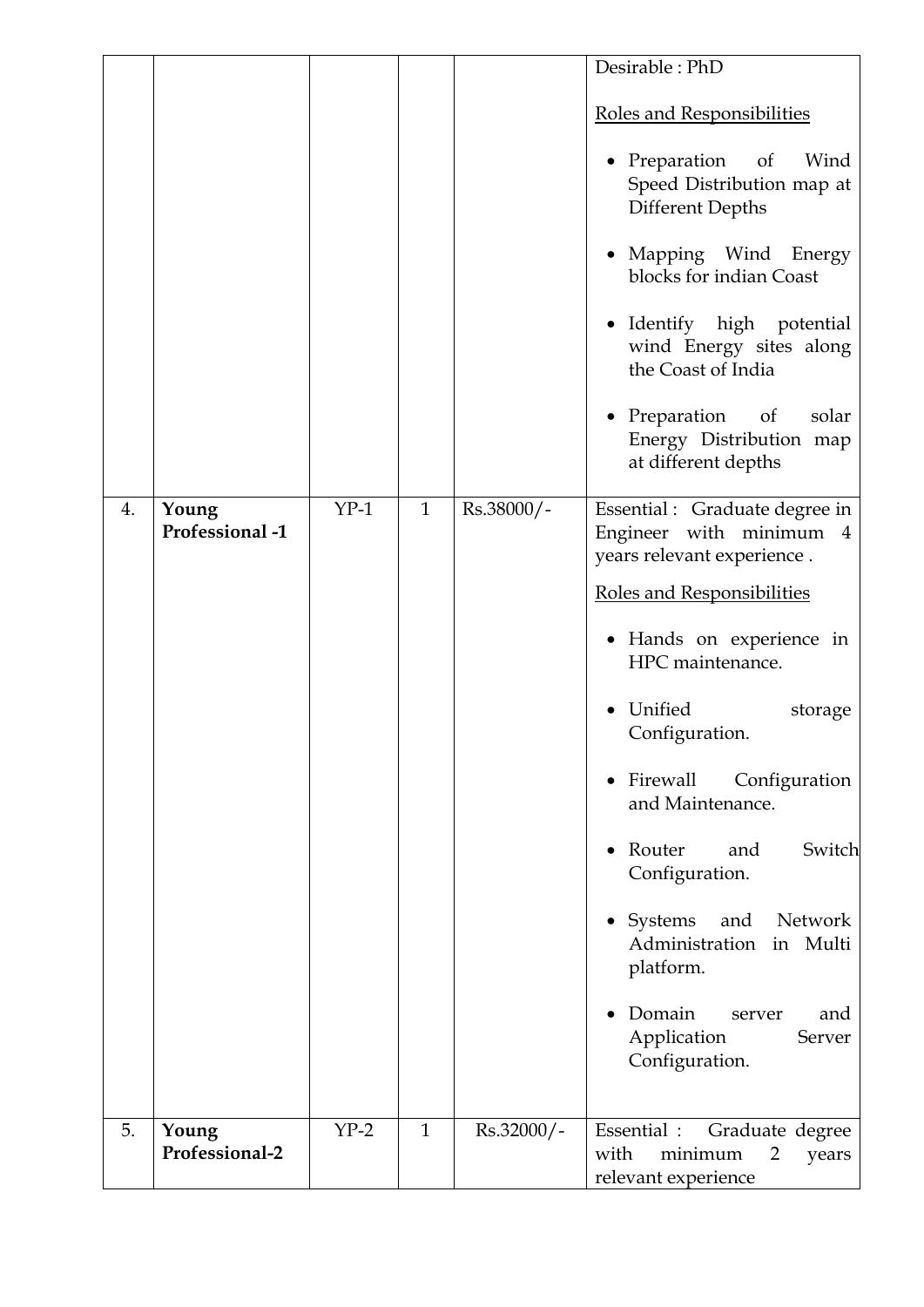| | | | | | |
|---|---|---|---|---|---|
| | | | | | Desirable : PhD<br><br><u>Roles and Responsibilities</u><br><br>• Preparation of Wind Speed Distribution map at Different Depths<br><br>• Mapping Wind Energy blocks for indian Coast<br><br>• Identify high potential wind Energy sites along the Coast of India<br><br>• Preparation of solar Energy Distribution map at different depths |
| 4. | **Young Professional -1** | YP-1 | 1 | Rs.38000/- | Essential : Graduate degree in Engineer with minimum 4 years relevant experience .<br><br><u>Roles and Responsibilities</u><br><br>• Hands on experience in HPC maintenance.<br><br>• Unified storage Configuration.<br><br>• Firewall Configuration and Maintenance.<br><br>• Router and Switch Configuration.<br><br>• Systems and Network Administration in Multi platform.<br><br>• Domain server and Application Server Configuration. |
| 5. | **Young Professional-2** | YP-2 | 1 | Rs.32000/- | Essential : Graduate degree with minimum 2 years relevant experience |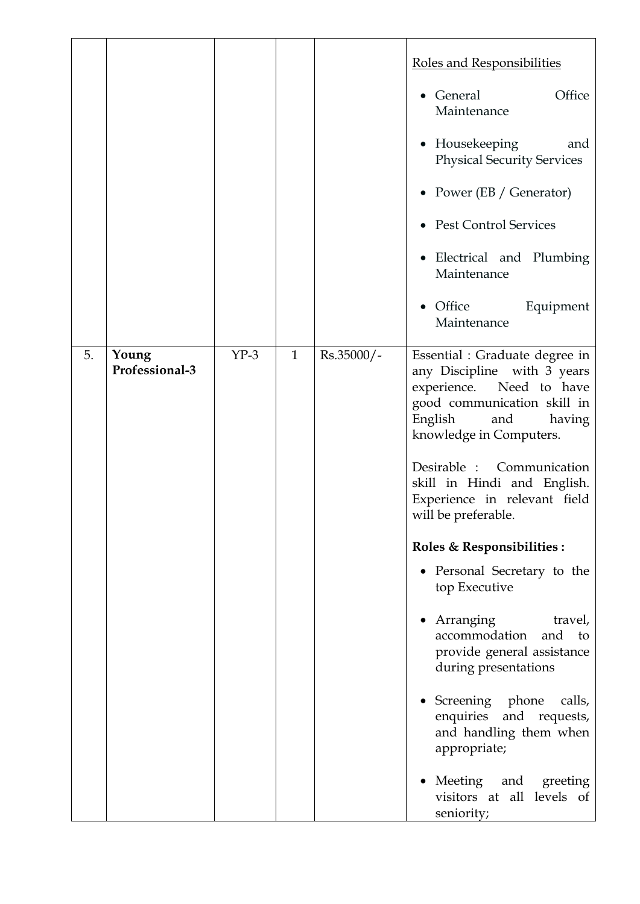|  |  |  |  |  |  |
|---|---|---|---|---|---|
|  |  |  |  |  | Roles and Responsibilities<br><br>• General Office Maintenance<br><br>• Housekeeping and Physical Security Services<br><br>• Power (EB / Generator)<br><br>• Pest Control Services<br><br>• Electrical and Plumbing Maintenance<br><br>• Office Equipment Maintenance |
| 5. | **Young Professional-3** | YP-3 | 1 | Rs.35000/- | Essential : Graduate degree in any Discipline with 3 years experience. Need to have good communication skill in English and having knowledge in Computers.<br><br>Desirable : Communication skill in Hindi and English. Experience in relevant field will be preferable.<br><br>**Roles & Responsibilities :**<br><br>• Personal Secretary to the top Executive<br><br>• Arranging travel, accommodation and to provide general assistance during presentations<br><br>• Screening phone calls, enquiries and requests, and handling them when appropriate;<br><br>• Meeting and greeting visitors at all levels of seniority; |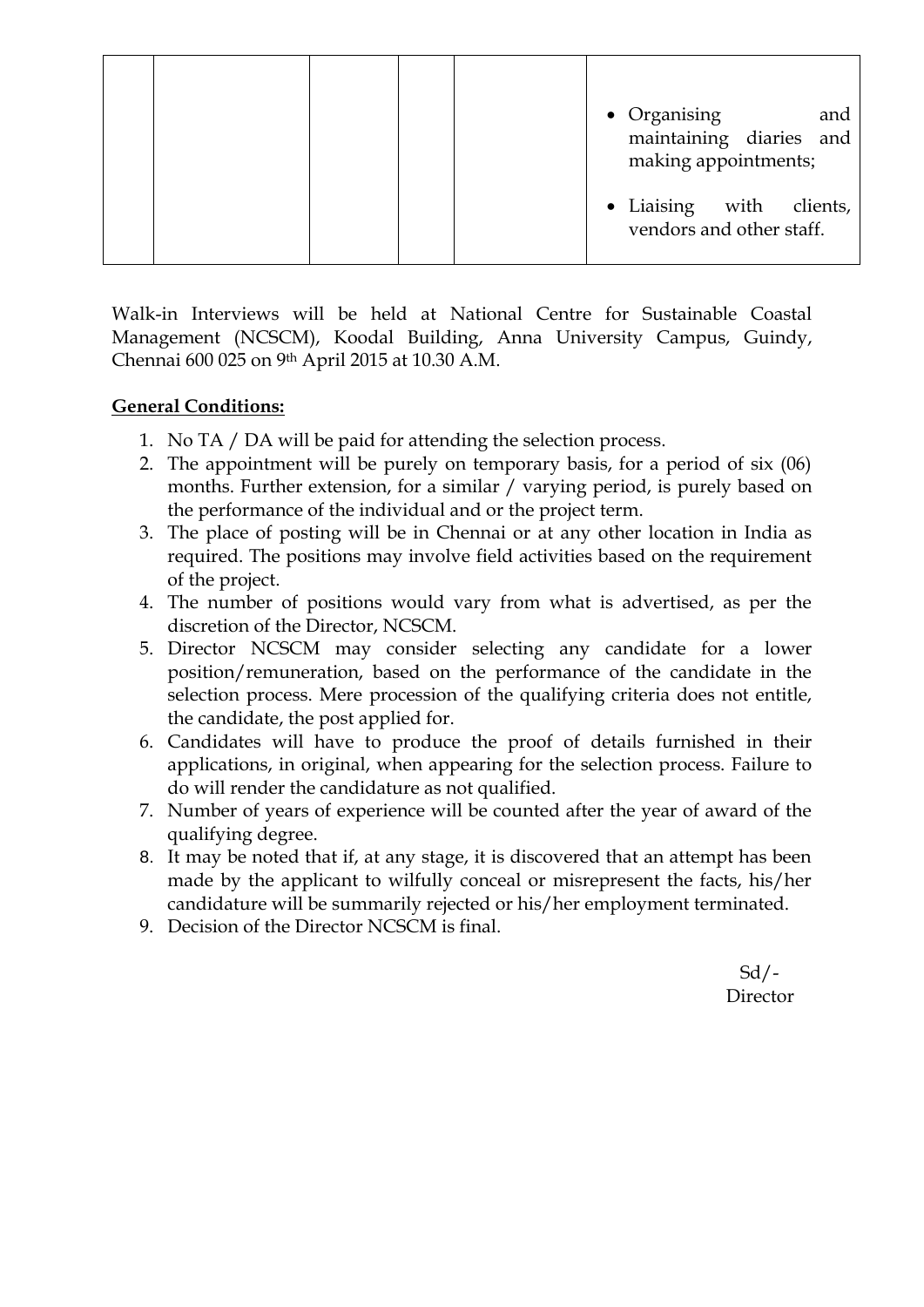| | | | | | |
|---|---|---|---|---|---|
| | | | | | • Organising and maintaining diaries and making appointments; <br> • Liaising with clients, vendors and other staff. |

Walk-in Interviews will be held at National Centre for Sustainable Coastal Management (NCSCM), Koodal Building, Anna University Campus, Guindy, Chennai 600 025 on 9th April 2015 at 10.30 A.M.

**General Conditions:**

1. No TA / DA will be paid for attending the selection process.
2. The appointment will be purely on temporary basis, for a period of six (06) months. Further extension, for a similar / varying period, is purely based on the performance of the individual and or the project term.
3. The place of posting will be in Chennai or at any other location in India as required. The positions may involve field activities based on the requirement of the project.
4. The number of positions would vary from what is advertised, as per the discretion of the Director, NCSCM.
5. Director NCSCM may consider selecting any candidate for a lower position/remuneration, based on the performance of the candidate in the selection process. Mere procession of the qualifying criteria does not entitle, the candidate, the post applied for.
6. Candidates will have to produce the proof of details furnished in their applications, in original, when appearing for the selection process. Failure to do will render the candidature as not qualified.
7. Number of years of experience will be counted after the year of award of the qualifying degree.
8. It may be noted that if, at any stage, it is discovered that an attempt has been made by the applicant to wilfully conceal or misrepresent the facts, his/her candidature will be summarily rejected or his/her employment terminated.
9. Decision of the Director NCSCM is final.

Sd/-
Director